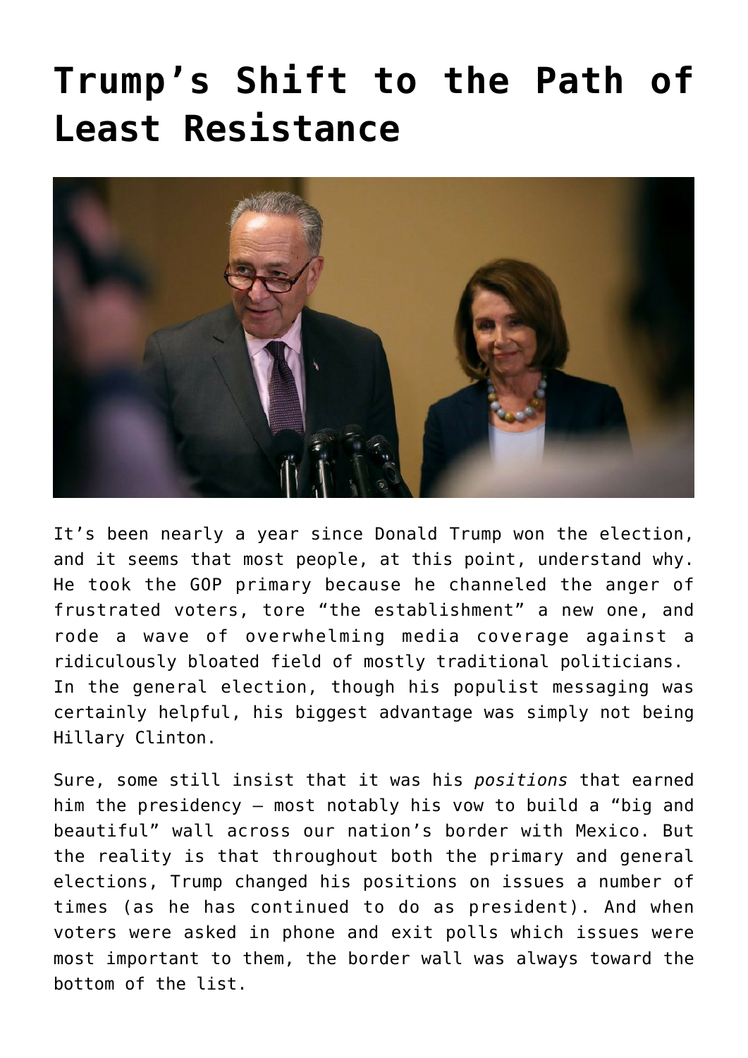# Trump's Shift to the Path of Least Resistance

It's been nearly a year since Donald Trump won the election, and it seems that most people, at this point, understand why. He took the GOP primary because he channeled the anger of frustrated voters, tore "the establishment" a new one, and rode a wave of overwhelming media coverage against a ridiculously bloated field of mostly traditional politicians. In the general election, though his populist messaging was certainly helpful, his biggest advantage was simply not being Hillary Clinton.

Sure, some still insist that it was his *positions* that earned him the presidency – most notably his vow to build a "big and beautiful" wall across our nation's border with Mexico. But the reality is that throughout both the primary and general elections, Trump changed his positions on issues a number of times (as he has continued to do as president). And when voters were asked in phone and exit polls which issues were most important to them, the border wall was always toward the bottom of the list.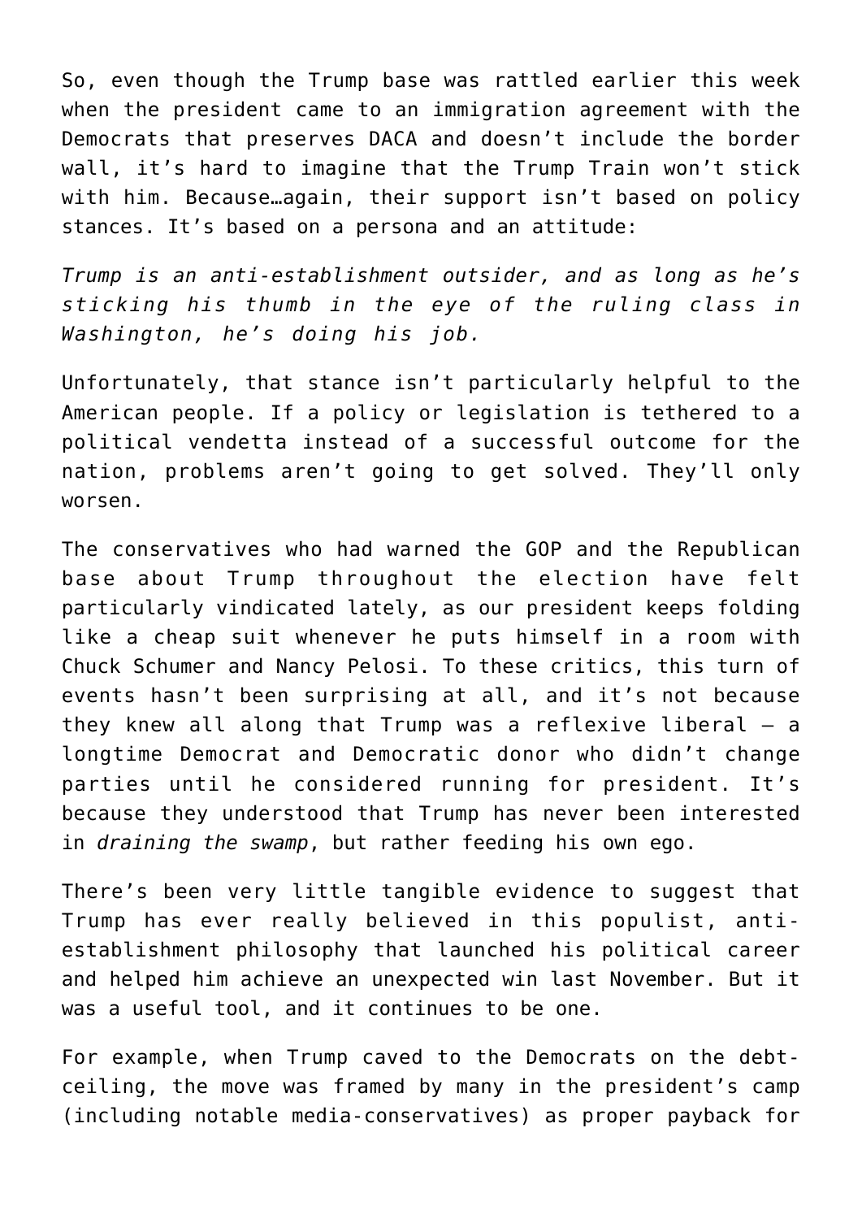So, even though the Trump base was rattled earlier this week when the president came to an immigration agreement with the Democrats that preserves DACA and doesn't include the border wall, it's hard to imagine that the Trump Train won't stick with him. Because…again, their support isn't based on policy stances. It's based on a persona and an attitude:

*Trump is an anti-establishment outsider, and as long as he's sticking his thumb in the eye of the ruling class in Washington, he's doing his job.*

Unfortunately, that stance isn't particularly helpful to the American people. If a policy or legislation is tethered to a political vendetta instead of a successful outcome for the nation, problems aren't going to get solved. They'll only worsen.

The conservatives who had warned the GOP and the Republican base about Trump throughout the election have felt particularly vindicated lately, as our president keeps folding like a cheap suit whenever he puts himself in a room with Chuck Schumer and Nancy Pelosi. To these critics, this turn of events hasn't been surprising at all, and it's not because they knew all along that Trump was a reflexive liberal – a longtime Democrat and Democratic donor who didn't change parties until he considered running for president. It's because they understood that Trump has never been interested in *draining the swamp*, but rather feeding his own ego.

There's been very little tangible evidence to suggest that Trump has ever really believed in this populist, anti-establishment philosophy that launched his political career and helped him achieve an unexpected win last November. But it was a useful tool, and it continues to be one.

For example, when Trump caved to the Democrats on the debt-ceiling, the move was framed by many in the president's camp (including notable media-conservatives) as proper payback for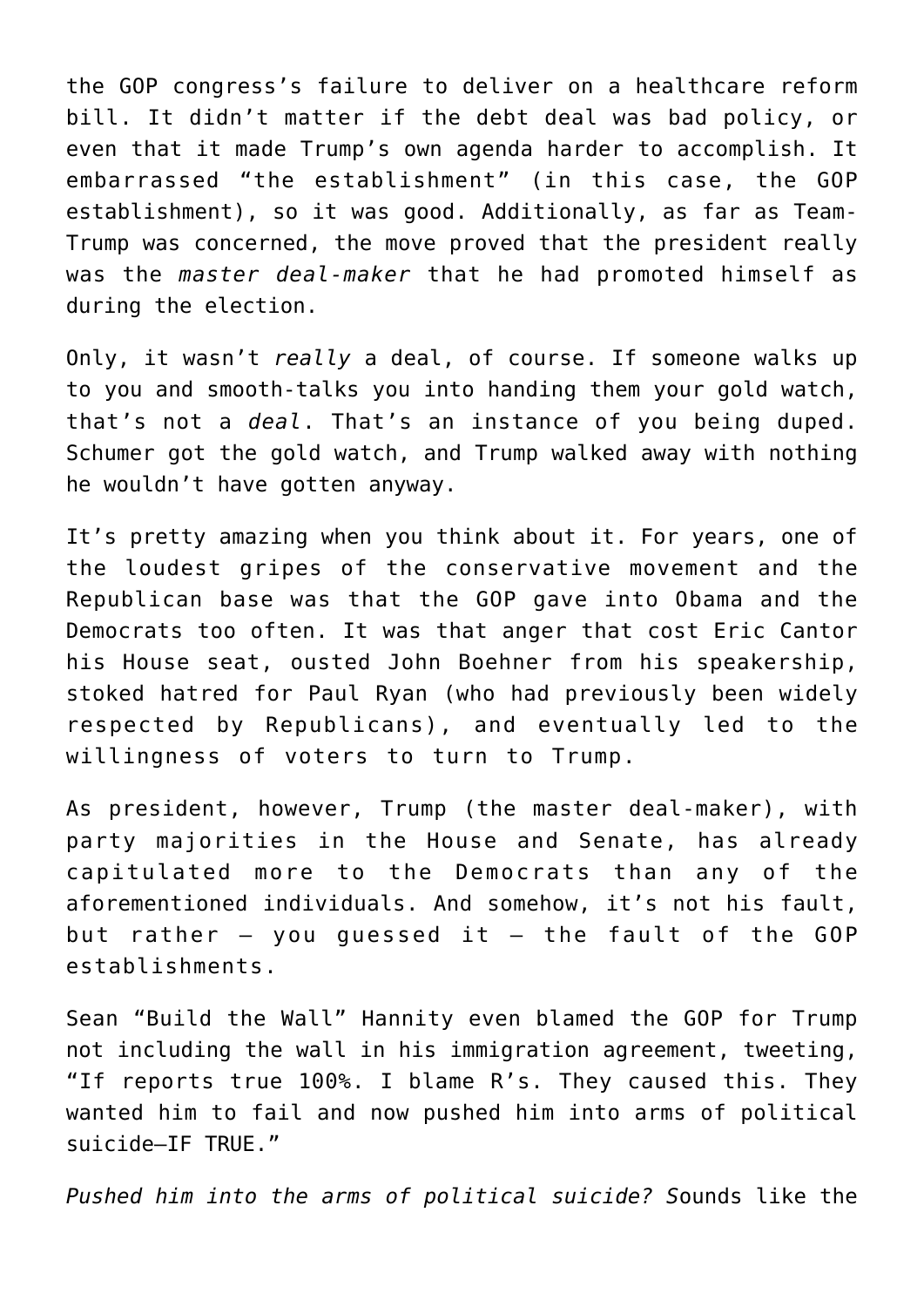the GOP congress's failure to deliver on a healthcare reform bill. It didn't matter if the debt deal was bad policy, or even that it made Trump's own agenda harder to accomplish. It embarrassed "the establishment" (in this case, the GOP establishment), so it was good. Additionally, as far as Team-Trump was concerned, the move proved that the president really was the *master deal-maker* that he had promoted himself as during the election.

Only, it wasn't *really* a deal, of course. If someone walks up to you and smooth-talks you into handing them your gold watch, that's not a *deal*. That's an instance of you being duped. Schumer got the gold watch, and Trump walked away with nothing he wouldn't have gotten anyway.

It's pretty amazing when you think about it. For years, one of the loudest gripes of the conservative movement and the Republican base was that the GOP gave into Obama and the Democrats too often. It was that anger that cost Eric Cantor his House seat, ousted John Boehner from his speakership, stoked hatred for Paul Ryan (who had previously been widely respected by Republicans), and eventually led to the willingness of voters to turn to Trump.

As president, however, Trump (the master deal-maker), with party majorities in the House and Senate, has already capitulated more to the Democrats than any of the aforementioned individuals. And somehow, it's not his fault, but rather – you guessed it – the fault of the GOP establishments.

Sean "Build the Wall" Hannity even blamed the GOP for Trump not including the wall in his immigration agreement, tweeting, "If reports true 100%. I blame R's. They caused this. They wanted him to fail and now pushed him into arms of political suicide—IF TRUE."

*Pushed him into the arms of political suicide? S*ounds like the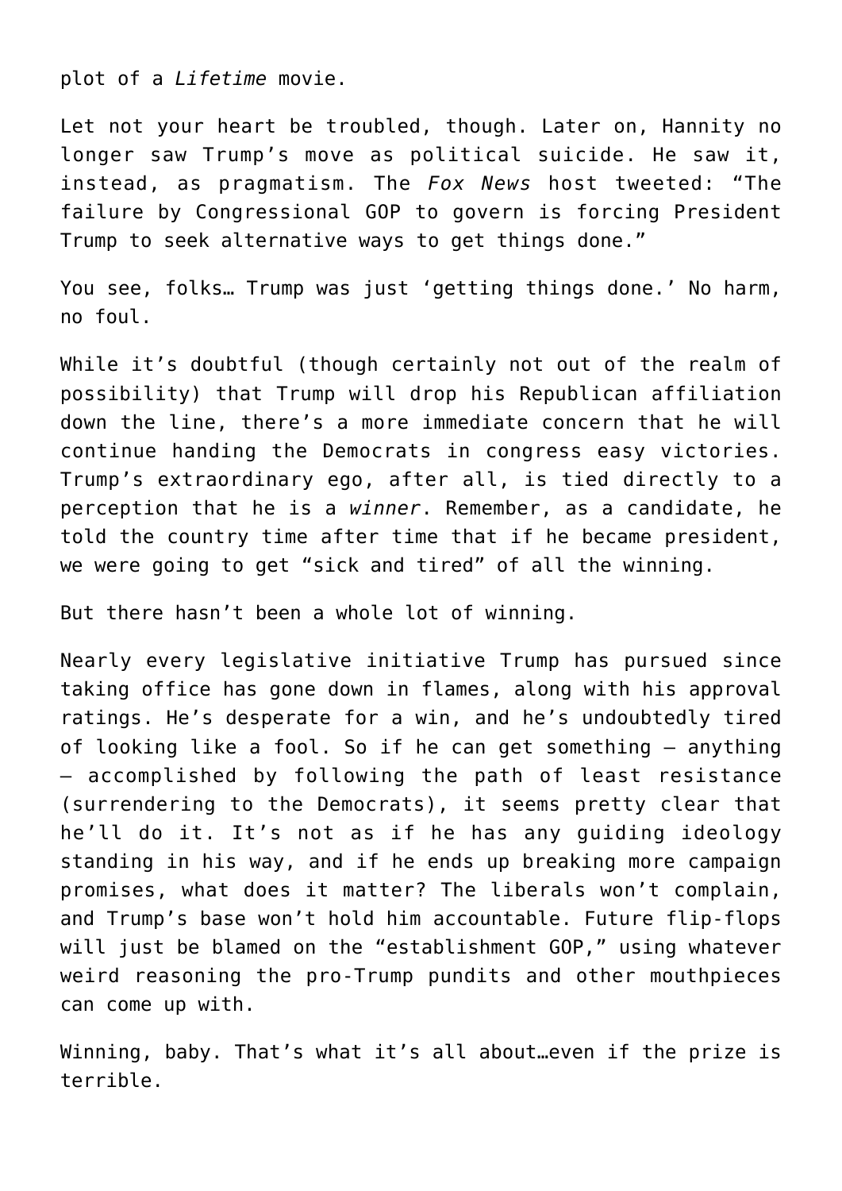plot of a *Lifetime* movie.

Let not your heart be troubled, though. Later on, Hannity no longer saw Trump's move as political suicide. He saw it, instead, as pragmatism. The *Fox News* host tweeted: "The failure by Congressional GOP to govern is forcing President Trump to seek alternative ways to get things done."

You see, folks… Trump was just 'getting things done.' No harm, no foul.

While it's doubtful (though certainly not out of the realm of possibility) that Trump will drop his Republican affiliation down the line, there's a more immediate concern that he will continue handing the Democrats in congress easy victories. Trump's extraordinary ego, after all, is tied directly to a perception that he is a *winner*. Remember, as a candidate, he told the country time after time that if he became president, we were going to get "sick and tired" of all the winning.

But there hasn't been a whole lot of winning.

Nearly every legislative initiative Trump has pursued since taking office has gone down in flames, along with his approval ratings. He's desperate for a win, and he's undoubtedly tired of looking like a fool. So if he can get something – anything – accomplished by following the path of least resistance (surrendering to the Democrats), it seems pretty clear that he'll do it. It's not as if he has any guiding ideology standing in his way, and if he ends up breaking more campaign promises, what does it matter? The liberals won't complain, and Trump's base won't hold him accountable. Future flip-flops will just be blamed on the "establishment GOP," using whatever weird reasoning the pro-Trump pundits and other mouthpieces can come up with.

Winning, baby. That's what it's all about…even if the prize is terrible.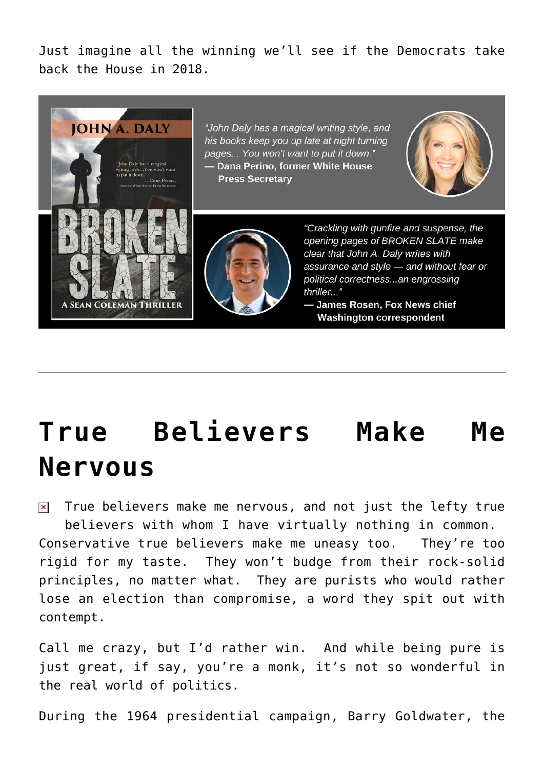Just imagine all the winning we'll see if the Democrats take back the House in 2018.

"John Daly has a magical writing style, and his books keep you up late at night turning pages... You won't want to put it down."
**— Dana Perino, former White House Press Secretary**

"Crackling with gunfire and suspense, the opening pages of BROKEN SLATE make clear that John A. Daly writes with assurance and style — and without fear or political correctness...an engrossing thriller..."
**— James Rosen, Fox News chief Washington correspondent**

---

# True Believers Make Me Nervous

True believers make me nervous, and not just the lefty true believers with whom I have virtually nothing in common. Conservative true believers make me uneasy too. They're too rigid for my taste. They won't budge from their rock-solid principles, no matter what. They are purists who would rather lose an election than compromise, a word they spit out with contempt.

Call me crazy, but I'd rather win. And while being pure is just great, if say, you're a monk, it's not so wonderful in the real world of politics.

During the 1964 presidential campaign, Barry Goldwater, the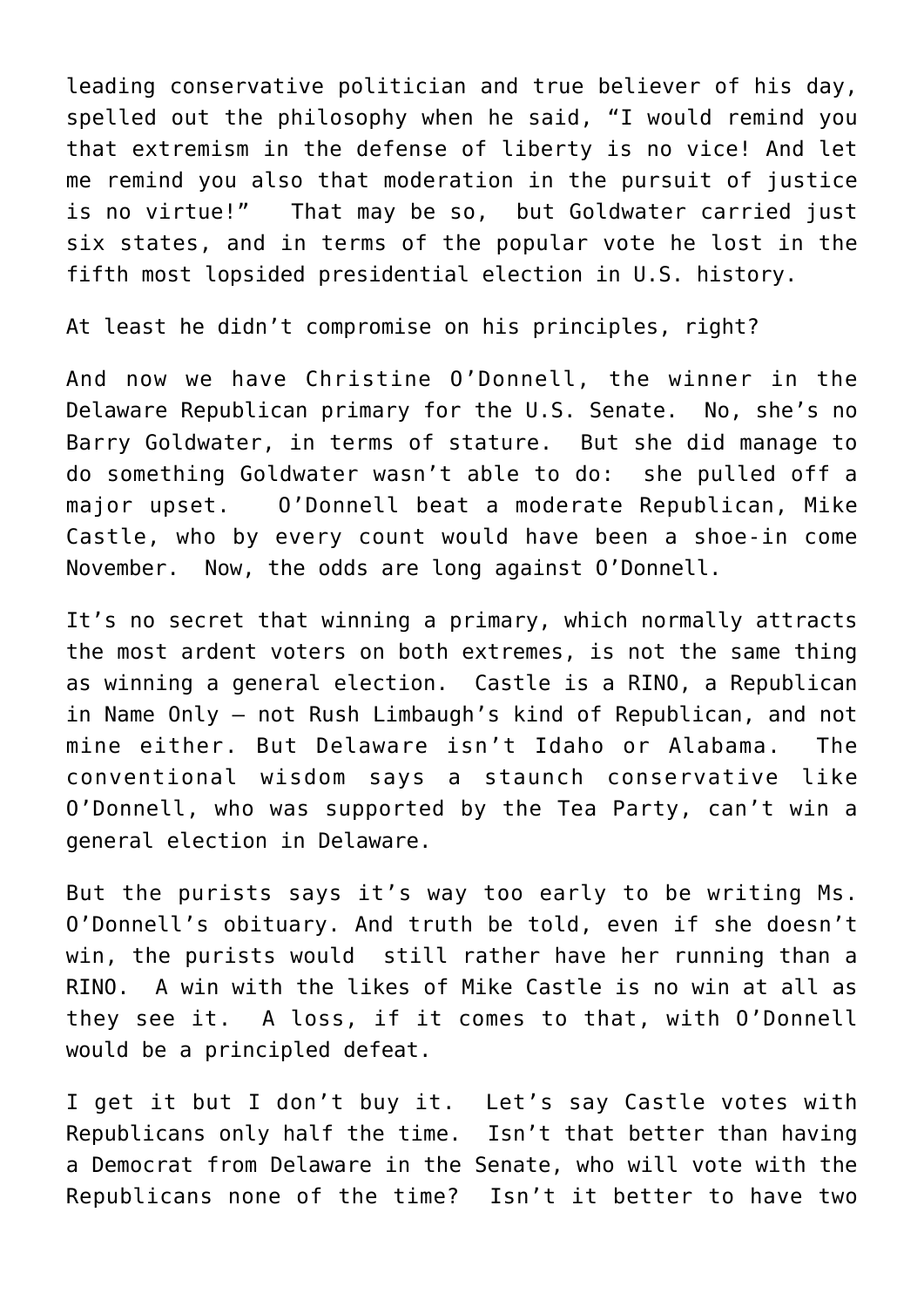leading conservative politician and true believer of his day, spelled out the philosophy when he said, "I would remind you that extremism in the defense of liberty is no vice! And let me remind you also that moderation in the pursuit of justice is no virtue!" That may be so, but Goldwater carried just six states, and in terms of the popular vote he lost in the fifth most lopsided presidential election in U.S. history.

At least he didn't compromise on his principles, right?

And now we have Christine O'Donnell, the winner in the Delaware Republican primary for the U.S. Senate. No, she's no Barry Goldwater, in terms of stature. But she did manage to do something Goldwater wasn't able to do: she pulled off a major upset. O'Donnell beat a moderate Republican, Mike Castle, who by every count would have been a shoe-in come November. Now, the odds are long against O'Donnell.

It's no secret that winning a primary, which normally attracts the most ardent voters on both extremes, is not the same thing as winning a general election. Castle is a RINO, a Republican in Name Only – not Rush Limbaugh's kind of Republican, and not mine either. But Delaware isn't Idaho or Alabama. The conventional wisdom says a staunch conservative like O'Donnell, who was supported by the Tea Party, can't win a general election in Delaware.

But the purists says it's way too early to be writing Ms. O'Donnell's obituary. And truth be told, even if she doesn't win, the purists would still rather have her running than a RINO. A win with the likes of Mike Castle is no win at all as they see it. A loss, if it comes to that, with O'Donnell would be a principled defeat.

I get it but I don't buy it. Let's say Castle votes with Republicans only half the time. Isn't that better than having a Democrat from Delaware in the Senate, who will vote with the Republicans none of the time? Isn't it better to have two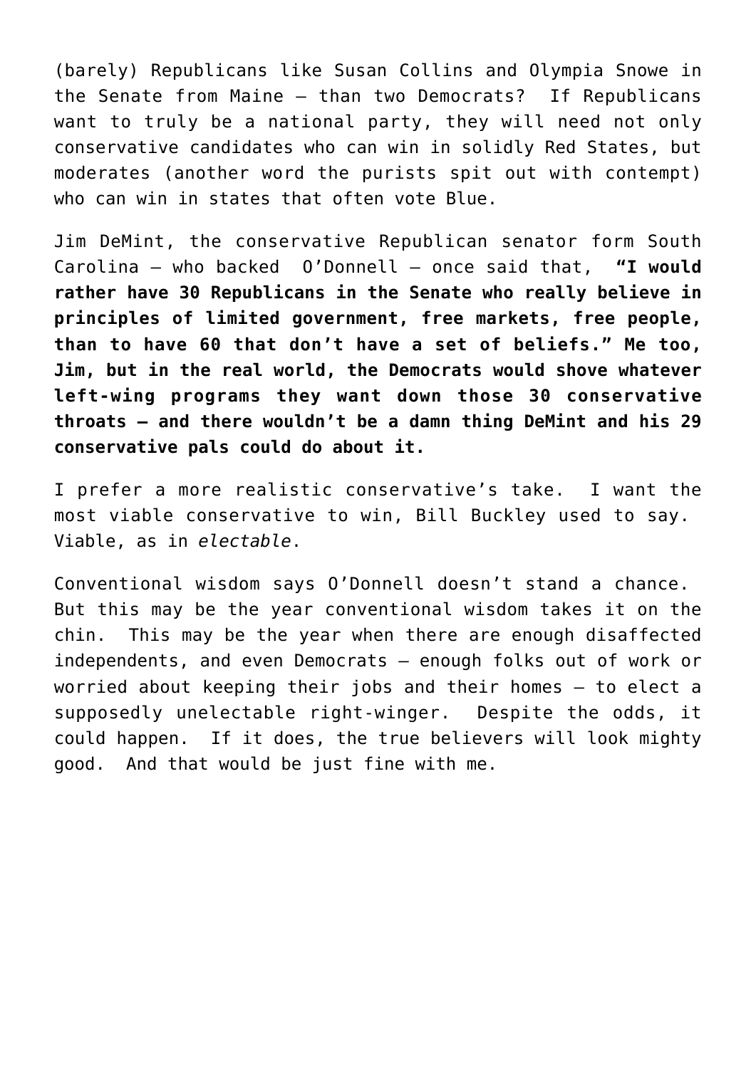(barely) Republicans like Susan Collins and Olympia Snowe in the Senate from Maine – than two Democrats?  If Republicans want to truly be a national party, they will need not only conservative candidates who can win in solidly Red States, but moderates (another word the purists spit out with contempt) who can win in states that often vote Blue.

Jim DeMint, the conservative Republican senator form South Carolina – who backed  O'Donnell – once said that, **"I would rather have 30 Republicans in the Senate who really believe in principles of limited government, free markets, free people, than to have 60 that don't have a set of beliefs." Me too, Jim, but in the real world, the Democrats would shove whatever left-wing programs they want down those 30 conservative throats – and there wouldn't be a damn thing DeMint and his 29 conservative pals could do about it.**

I prefer a more realistic conservative's take.  I want the most viable conservative to win, Bill Buckley used to say.  Viable, as in *electable*.

Conventional wisdom says O'Donnell doesn't stand a chance.  But this may be the year conventional wisdom takes it on the chin.  This may be the year when there are enough disaffected independents, and even Democrats – enough folks out of work or worried about keeping their jobs and their homes – to elect a supposedly unelectable right-winger.  Despite the odds, it could happen.  If it does, the true believers will look mighty good.  And that would be just fine with me.